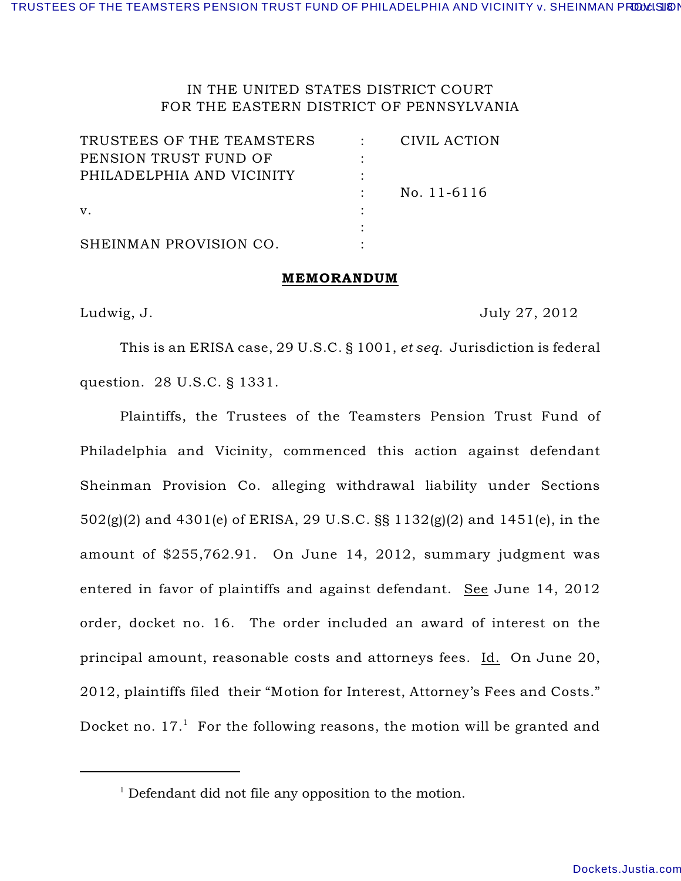IN THE UNITED STATES DISTRICT COURT
FOR THE EASTERN DISTRICT OF PENNSYLVANIA

| | | |
|---|---|---|
| TRUSTEES OF THE TEAMSTERS PENSION TRUST FUND OF PHILADELPHIA AND VICINITY | : | CIVIL ACTION |
| | : | No. 11-6116 |
| v. | : | |
| SHEINMAN PROVISION CO. | : | |

**MEMORANDUM**

Ludwig, J. July 27, 2012

This is an ERISA case, 29 U.S.C. § 1001, *et seq.* Jurisdiction is federal question. 28 U.S.C. § 1331.

Plaintiffs, the Trustees of the Teamsters Pension Trust Fund of Philadelphia and Vicinity, commenced this action against defendant Sheinman Provision Co. alleging withdrawal liability under Sections 502(g)(2) and 4301(e) of ERISA, 29 U.S.C. §§ 1132(g)(2) and 1451(e), in the amount of $255,762.91. On June 14, 2012, summary judgment was entered in favor of plaintiffs and against defendant. See June 14, 2012 order, docket no. 16. The order included an award of interest on the principal amount, reasonable costs and attorneys fees. Id. On June 20, 2012, plaintiffs filed their "Motion for Interest, Attorney's Fees and Costs." Docket no. 17.[1] For the following reasons, the motion will be granted and

[1] Defendant did not file any opposition to the motion.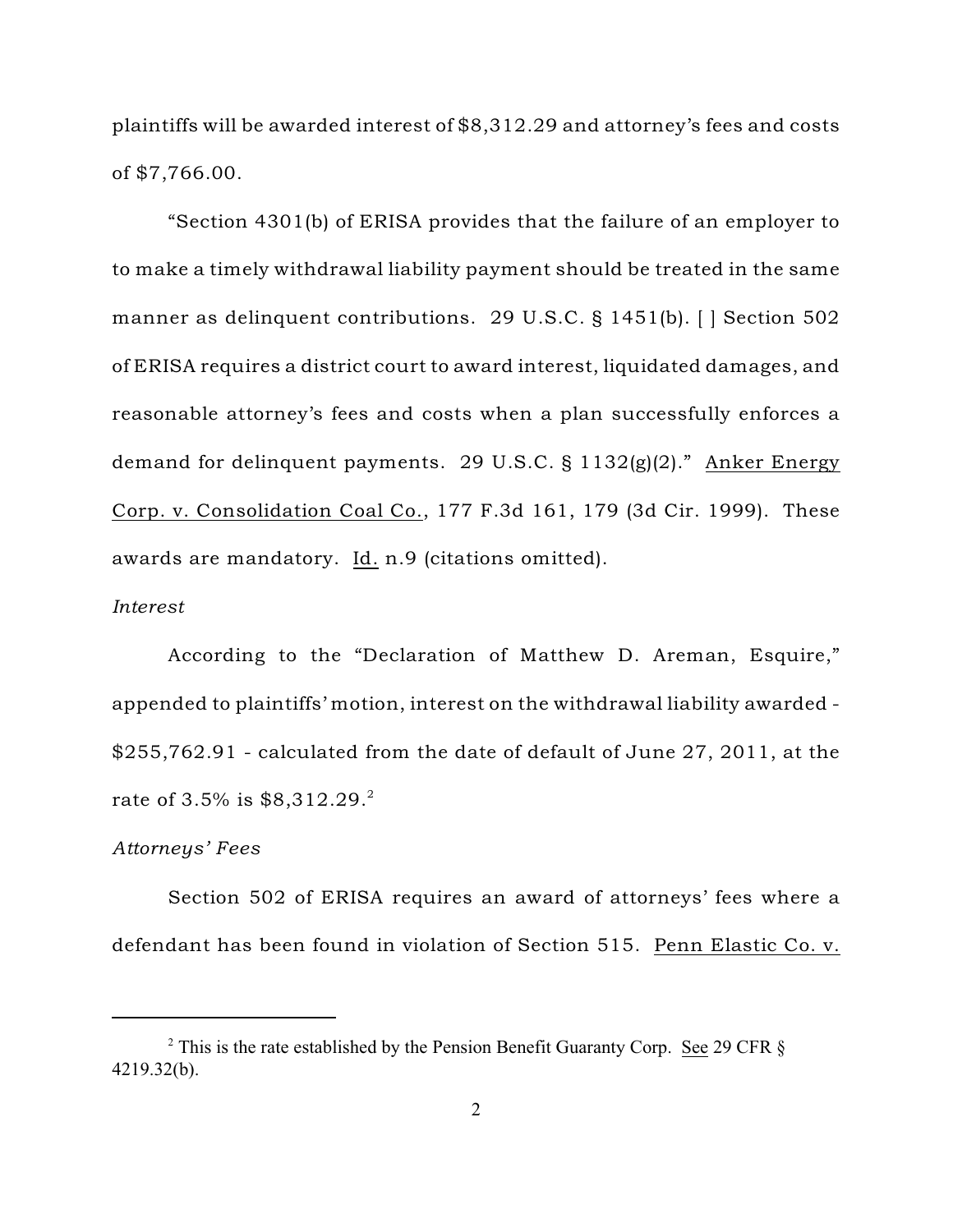plaintiffs will be awarded interest of $8,312.29 and attorney's fees and costs of $7,766.00.

"Section 4301(b) of ERISA provides that the failure of an employer to to make a timely withdrawal liability payment should be treated in the same manner as delinquent contributions. 29 U.S.C. § 1451(b). [ ] Section 502 of ERISA requires a district court to award interest, liquidated damages, and reasonable attorney's fees and costs when a plan successfully enforces a demand for delinquent payments. 29 U.S.C. § 1132(g)(2)." Anker Energy Corp. v. Consolidation Coal Co., 177 F.3d 161, 179 (3d Cir. 1999). These awards are mandatory. Id. n.9 (citations omitted).

*Interest*

According to the "Declaration of Matthew D. Areman, Esquire," appended to plaintiffs' motion, interest on the withdrawal liability awarded - $255,762.91 - calculated from the date of default of June 27, 2011, at the rate of 3.5% is $8,312.29.[2]

*Attorneys' Fees*

Section 502 of ERISA requires an award of attorneys' fees where a defendant has been found in violation of Section 515. Penn Elastic Co. v.

---

[2] This is the rate established by the Pension Benefit Guaranty Corp. See 29 CFR § 4219.32(b).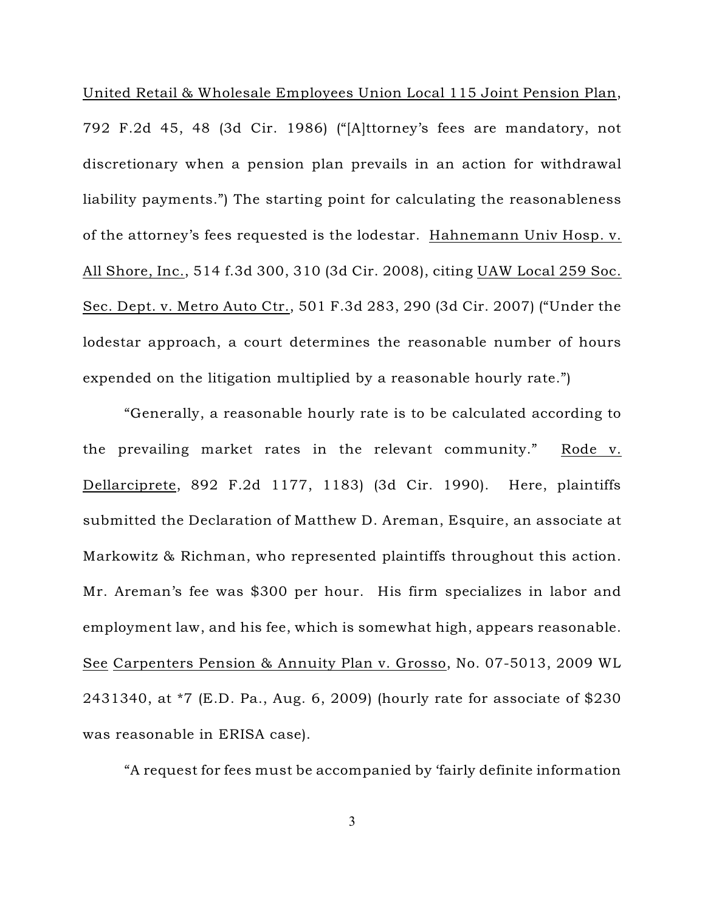United Retail & Wholesale Employees Union Local 115 Joint Pension Plan, 792 F.2d 45, 48 (3d Cir. 1986) ("[A]ttorney's fees are mandatory, not discretionary when a pension plan prevails in an action for withdrawal liability payments.") The starting point for calculating the reasonableness of the attorney's fees requested is the lodestar. Hahnemann Univ Hosp. v. All Shore, Inc., 514 f.3d 300, 310 (3d Cir. 2008), citing UAW Local 259 Soc. Sec. Dept. v. Metro Auto Ctr., 501 F.3d 283, 290 (3d Cir. 2007) ("Under the lodestar approach, a court determines the reasonable number of hours expended on the litigation multiplied by a reasonable hourly rate.")

"Generally, a reasonable hourly rate is to be calculated according to the prevailing market rates in the relevant community." Rode v. Dellarciprete, 892 F.2d 1177, 1183) (3d Cir. 1990). Here, plaintiffs submitted the Declaration of Matthew D. Areman, Esquire, an associate at Markowitz & Richman, who represented plaintiffs throughout this action. Mr. Areman's fee was $300 per hour. His firm specializes in labor and employment law, and his fee, which is somewhat high, appears reasonable. See Carpenters Pension & Annuity Plan v. Grosso, No. 07-5013, 2009 WL 2431340, at *7 (E.D. Pa., Aug. 6, 2009) (hourly rate for associate of $230 was reasonable in ERISA case).

"A request for fees must be accompanied by 'fairly definite information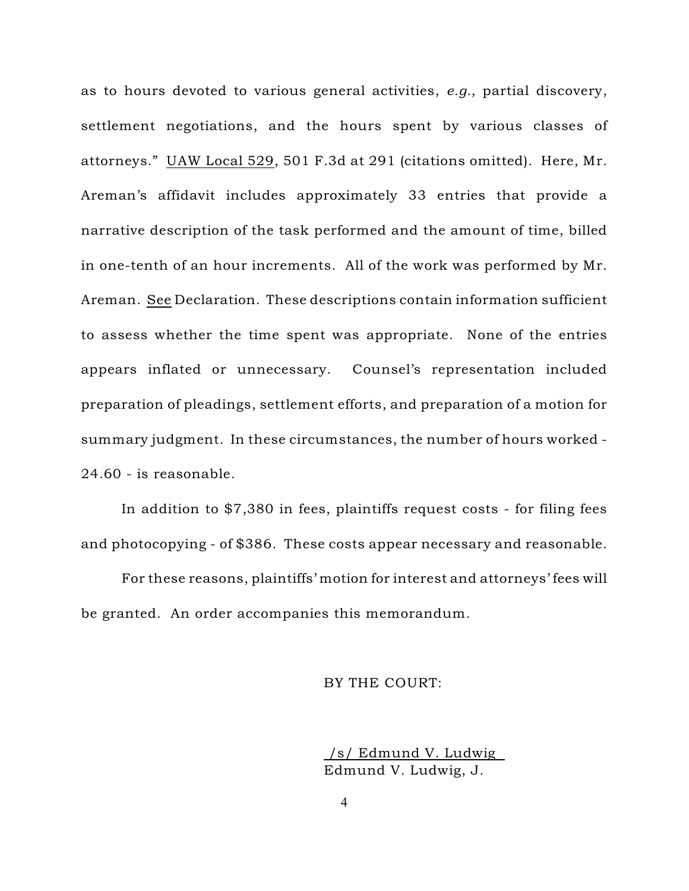as to hours devoted to various general activities, *e.g.*, partial discovery, settlement negotiations, and the hours spent by various classes of attorneys." UAW Local 529, 501 F.3d at 291 (citations omitted). Here, Mr. Areman's affidavit includes approximately 33 entries that provide a narrative description of the task performed and the amount of time, billed in one-tenth of an hour increments. All of the work was performed by Mr. Areman. See Declaration. These descriptions contain information sufficient to assess whether the time spent was appropriate. None of the entries appears inflated or unnecessary. Counsel's representation included preparation of pleadings, settlement efforts, and preparation of a motion for summary judgment. In these circumstances, the number of hours worked - 24.60 - is reasonable.

In addition to $7,380 in fees, plaintiffs request costs - for filing fees and photocopying - of $386. These costs appear necessary and reasonable.

For these reasons, plaintiffs' motion for interest and attorneys' fees will be granted. An order accompanies this memorandum.

BY THE COURT:

/s/ Edmund V. Ludwig
Edmund V. Ludwig, J.